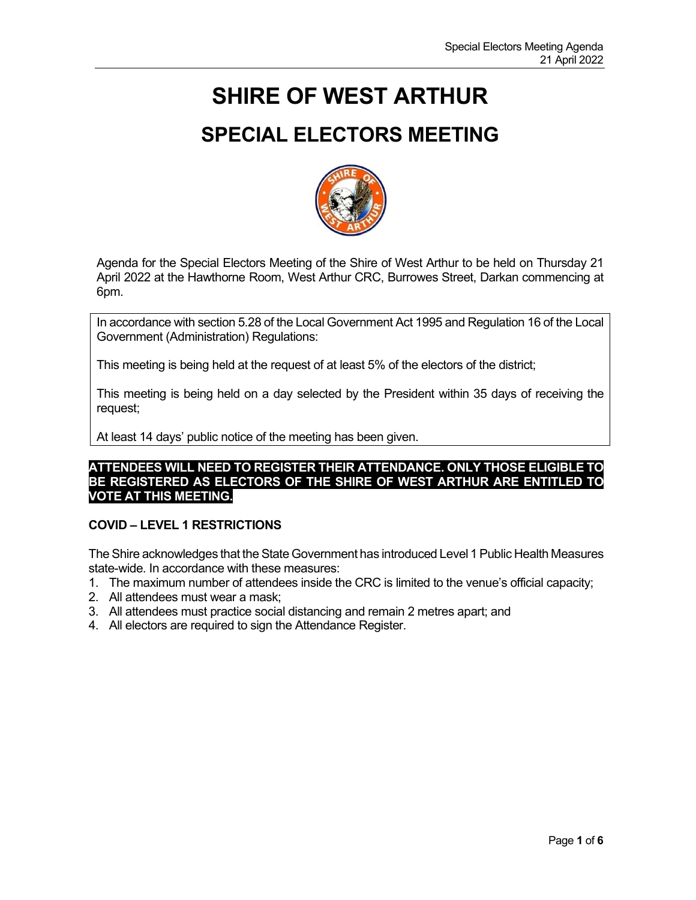# SHIRE OF WEST ARTHUR

## SPECIAL ELECTORS MEETING

Agenda for the Special Electors Meeting of the Shire of West Arthur to be held on Thursday 21 April 2022 at the Hawthorne Room, West Arthur CRC, Burrowes Street, Darkan commencing at 6pm.

In accordance with section 5.28 of the Local Government Act 1995 and Regulation 16 of the Local Government (Administration) Regulations:

This meeting is being held at the request of at least 5% of the electors of the district;

This meeting is being held on a day selected by the President within 35 days of receiving the request;

At least 14 days' public notice of the meeting has been given.

**ATTENDEES WILL NEED TO REGISTER THEIR ATTENDANCE. ONLY THOSE ELIGIBLE TO BE REGISTERED AS ELECTORS OF THE SHIRE OF WEST ARTHUR ARE ENTITLED TO VOTE AT THIS MEETING.**

### COVID – LEVEL 1 RESTRICTIONS

The Shire acknowledges that the State Government has introduced Level 1 Public Health Measures state-wide. In accordance with these measures:

1. The maximum number of attendees inside the CRC is limited to the venue's official capacity;
2. All attendees must wear a mask;
3. All attendees must practice social distancing and remain 2 metres apart; and
4. All electors are required to sign the Attendance Register.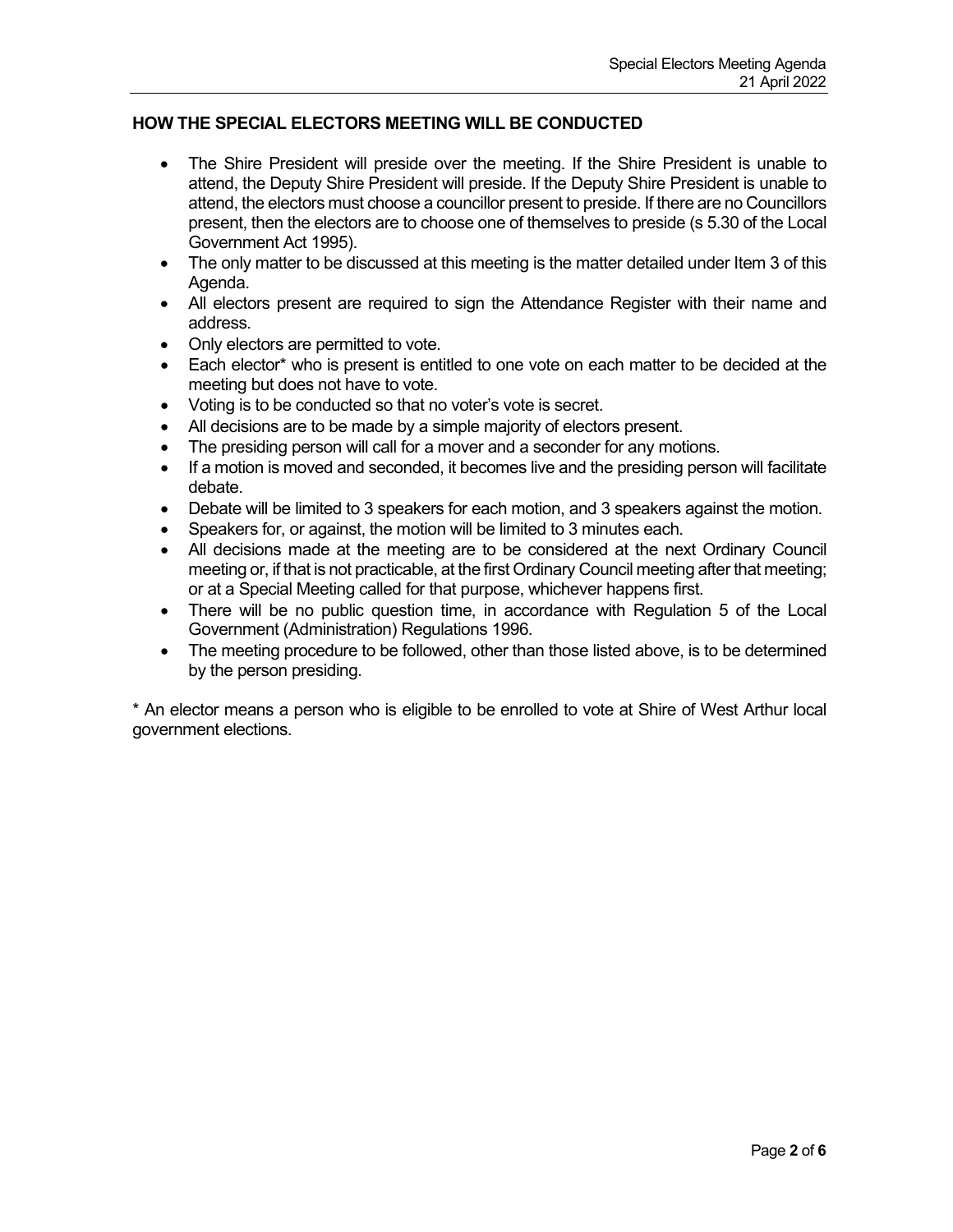## HOW THE SPECIAL ELECTORS MEETING WILL BE CONDUCTED

- The Shire President will preside over the meeting. If the Shire President is unable to attend, the Deputy Shire President will preside. If the Deputy Shire President is unable to attend, the electors must choose a councillor present to preside. If there are no Councillors present, then the electors are to choose one of themselves to preside (s 5.30 of the Local Government Act 1995).
- The only matter to be discussed at this meeting is the matter detailed under Item 3 of this Agenda.
- All electors present are required to sign the Attendance Register with their name and address.
- Only electors are permitted to vote.
- Each elector* who is present is entitled to one vote on each matter to be decided at the meeting but does not have to vote.
- Voting is to be conducted so that no voter's vote is secret.
- All decisions are to be made by a simple majority of electors present.
- The presiding person will call for a mover and a seconder for any motions.
- If a motion is moved and seconded, it becomes live and the presiding person will facilitate debate.
- Debate will be limited to 3 speakers for each motion, and 3 speakers against the motion.
- Speakers for, or against, the motion will be limited to 3 minutes each.
- All decisions made at the meeting are to be considered at the next Ordinary Council meeting or, if that is not practicable, at the first Ordinary Council meeting after that meeting; or at a Special Meeting called for that purpose, whichever happens first.
- There will be no public question time, in accordance with Regulation 5 of the Local Government (Administration) Regulations 1996.
- The meeting procedure to be followed, other than those listed above, is to be determined by the person presiding.

* An elector means a person who is eligible to be enrolled to vote at Shire of West Arthur local government elections.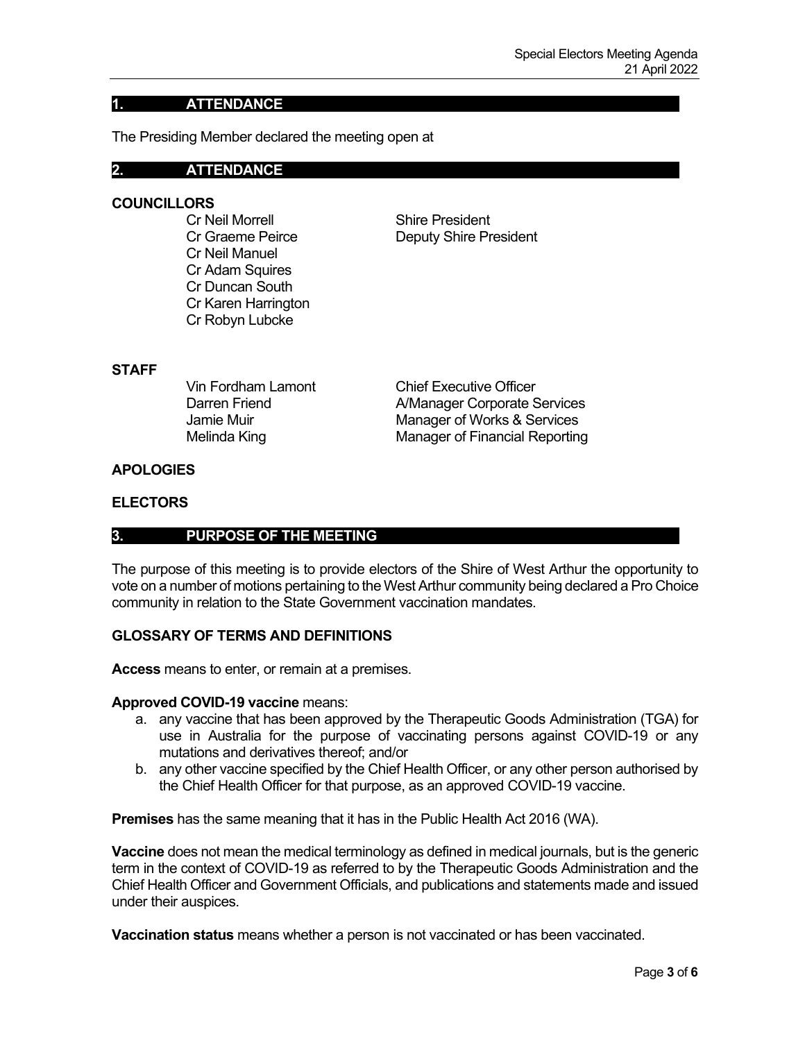## 1. ATTENDANCE

The Presiding Member declared the meeting open at

## 2. ATTENDANCE

**COUNCILLORS**

| | |
|---|---|
| Cr Neil Morrell | Shire President |
| Cr Graeme Peirce | Deputy Shire President |
| Cr Neil Manuel | |
| Cr Adam Squires | |
| Cr Duncan South | |
| Cr Karen Harrington | |
| Cr Robyn Lubcke | |

**STAFF**

| | |
|---|---|
| Vin Fordham Lamont | Chief Executive Officer |
| Darren Friend | A/Manager Corporate Services |
| Jamie Muir | Manager of Works & Services |
| Melinda King | Manager of Financial Reporting |

**APOLOGIES**

**ELECTORS**

## 3. PURPOSE OF THE MEETING

The purpose of this meeting is to provide electors of the Shire of West Arthur the opportunity to vote on a number of motions pertaining to the West Arthur community being declared a Pro Choice community in relation to the State Government vaccination mandates.

**GLOSSARY OF TERMS AND DEFINITIONS**

**Access** means to enter, or remain at a premises.

**Approved COVID-19 vaccine** means:

a. any vaccine that has been approved by the Therapeutic Goods Administration (TGA) for use in Australia for the purpose of vaccinating persons against COVID-19 or any mutations and derivatives thereof; and/or
b. any other vaccine specified by the Chief Health Officer, or any other person authorised by the Chief Health Officer for that purpose, as an approved COVID-19 vaccine.

**Premises** has the same meaning that it has in the Public Health Act 2016 (WA).

**Vaccine** does not mean the medical terminology as defined in medical journals, but is the generic term in the context of COVID-19 as referred to by the Therapeutic Goods Administration and the Chief Health Officer and Government Officials, and publications and statements made and issued under their auspices.

**Vaccination status** means whether a person is not vaccinated or has been vaccinated.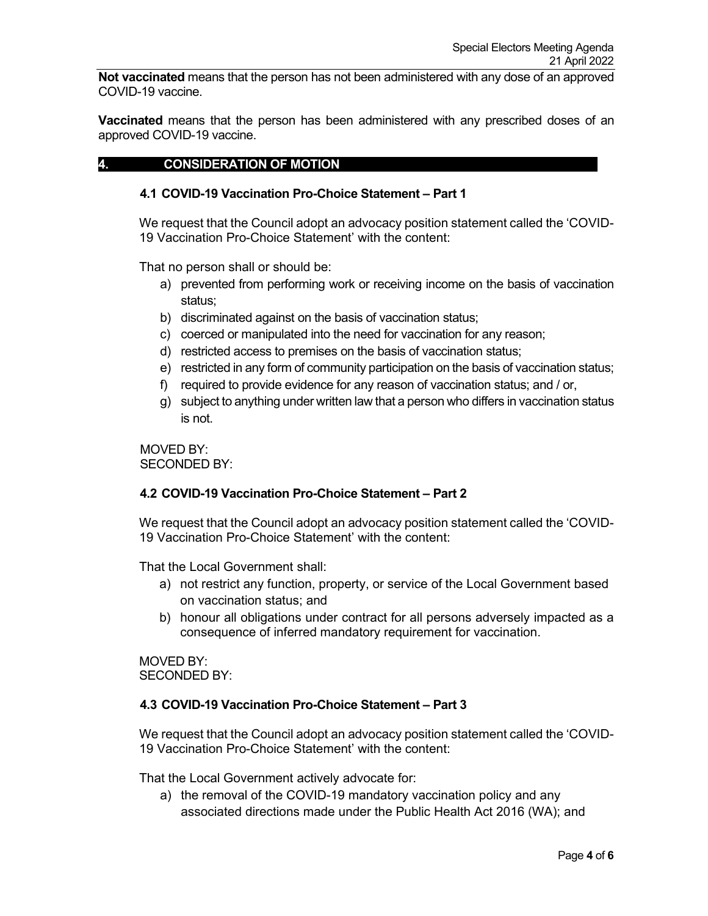**Not vaccinated** means that the person has not been administered with any dose of an approved COVID-19 vaccine.

**Vaccinated** means that the person has been administered with any prescribed doses of an approved COVID-19 vaccine.

## 4. CONSIDERATION OF MOTION

### 4.1 COVID-19 Vaccination Pro-Choice Statement – Part 1

We request that the Council adopt an advocacy position statement called the 'COVID-19 Vaccination Pro-Choice Statement' with the content:

That no person shall or should be:

a) prevented from performing work or receiving income on the basis of vaccination status;
b) discriminated against on the basis of vaccination status;
c) coerced or manipulated into the need for vaccination for any reason;
d) restricted access to premises on the basis of vaccination status;
e) restricted in any form of community participation on the basis of vaccination status;
f) required to provide evidence for any reason of vaccination status; and / or,
g) subject to anything under written law that a person who differs in vaccination status is not.

MOVED BY:
SECONDED BY:

### 4.2 COVID-19 Vaccination Pro-Choice Statement – Part 2

We request that the Council adopt an advocacy position statement called the 'COVID-19 Vaccination Pro-Choice Statement' with the content:

That the Local Government shall:

a) not restrict any function, property, or service of the Local Government based on vaccination status; and
b) honour all obligations under contract for all persons adversely impacted as a consequence of inferred mandatory requirement for vaccination.

MOVED BY:
SECONDED BY:

### 4.3 COVID-19 Vaccination Pro-Choice Statement – Part 3

We request that the Council adopt an advocacy position statement called the 'COVID-19 Vaccination Pro-Choice Statement' with the content:

That the Local Government actively advocate for:

a) the removal of the COVID-19 mandatory vaccination policy and any associated directions made under the Public Health Act 2016 (WA); and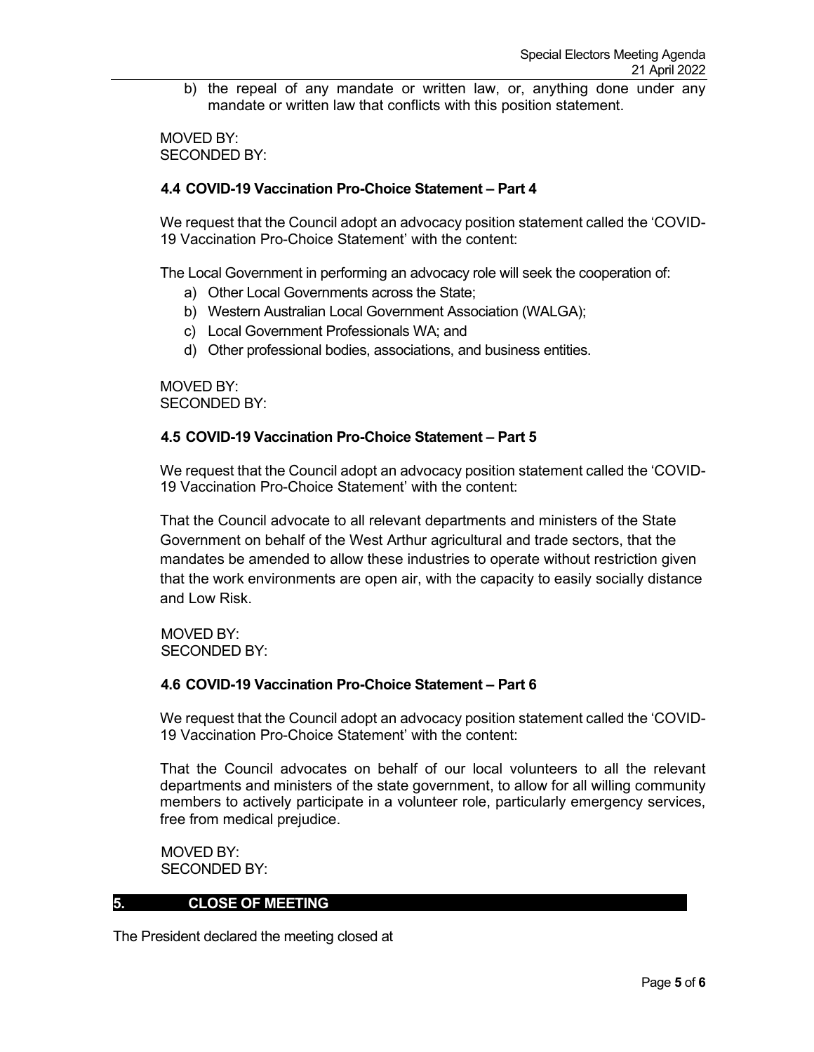b) the repeal of any mandate or written law, or, anything done under any mandate or written law that conflicts with this position statement.

MOVED BY:
SECONDED BY:

### 4.4 COVID-19 Vaccination Pro-Choice Statement – Part 4

We request that the Council adopt an advocacy position statement called the 'COVID-19 Vaccination Pro-Choice Statement' with the content:

The Local Government in performing an advocacy role will seek the cooperation of:

a) Other Local Governments across the State;
b) Western Australian Local Government Association (WALGA);
c) Local Government Professionals WA; and
d) Other professional bodies, associations, and business entities.

MOVED BY:
SECONDED BY:

### 4.5 COVID-19 Vaccination Pro-Choice Statement – Part 5

We request that the Council adopt an advocacy position statement called the 'COVID-19 Vaccination Pro-Choice Statement' with the content:

That the Council advocate to all relevant departments and ministers of the State Government on behalf of the West Arthur agricultural and trade sectors, that the mandates be amended to allow these industries to operate without restriction given that the work environments are open air, with the capacity to easily socially distance and Low Risk.

MOVED BY:
SECONDED BY:

### 4.6 COVID-19 Vaccination Pro-Choice Statement – Part 6

We request that the Council adopt an advocacy position statement called the 'COVID-19 Vaccination Pro-Choice Statement' with the content:

That the Council advocates on behalf of our local volunteers to all the relevant departments and ministers of the state government, to allow for all willing community members to actively participate in a volunteer role, particularly emergency services, free from medical prejudice.

MOVED BY:
SECONDED BY:

## 5. CLOSE OF MEETING

The President declared the meeting closed at